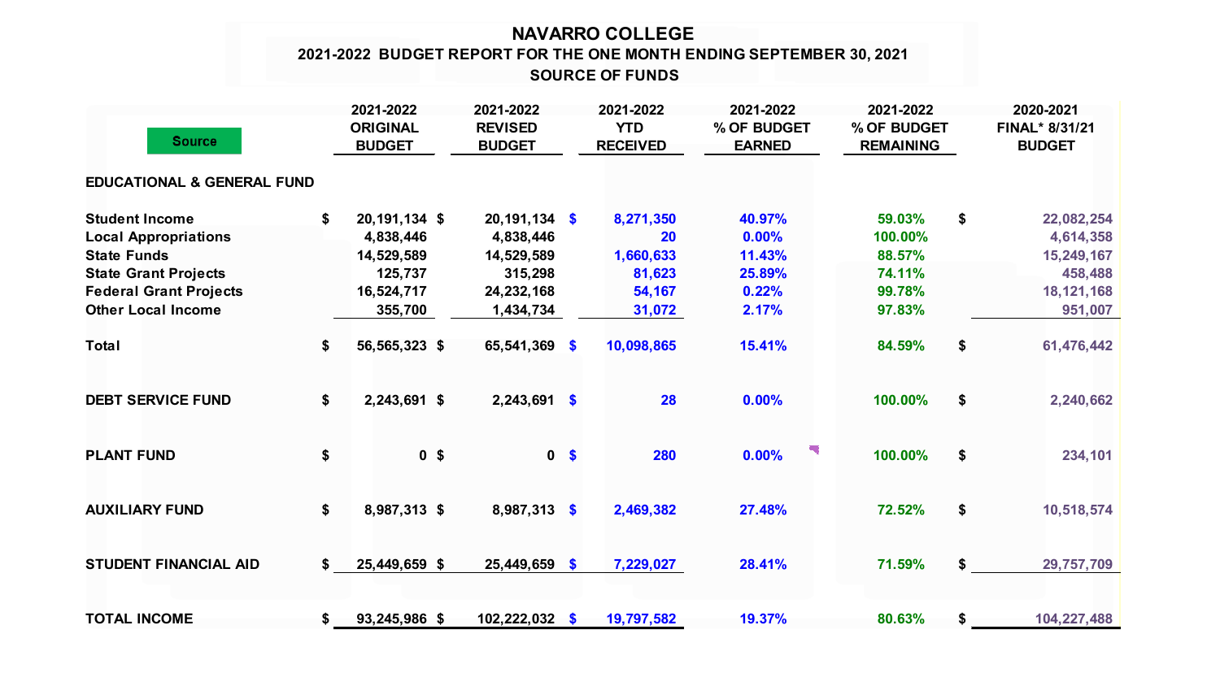# NAVARRO COLLEGE

## 2021-2022 BUDGET REPORT FOR THE ONE MONTH ENDING SEPTEMBER 30, 2021

### SOURCE OF FUNDS

| Source | 2021-2022 ORIGINAL BUDGET | 2021-2022 REVISED BUDGET | 2021-2022 YTD RECEIVED | 2021-2022 % OF BUDGET EARNED | 2021-2022 % OF BUDGET REMAINING | 2020-2021 FINAL* 8/31/21 BUDGET |
|---|---|---|---|---|---|---|
| **EDUCATIONAL & GENERAL FUND** | | | | | | |
| Student Income | $ 20,191,134 | $ 20,191,134 | $ 8,271,350 | 40.97% | 59.03% | $ 22,082,254 |
| Local Appropriations | 4,838,446 | 4,838,446 | 20 | 0.00% | 100.00% | 4,614,358 |
| State Funds | 14,529,589 | 14,529,589 | 1,660,633 | 11.43% | 88.57% | 15,249,167 |
| State Grant Projects | 125,737 | 315,298 | 81,623 | 25.89% | 74.11% | 458,488 |
| Federal Grant Projects | 16,524,717 | 24,232,168 | 54,167 | 0.22% | 99.78% | 18,121,168 |
| Other Local Income | 355,700 | 1,434,734 | 31,072 | 2.17% | 97.83% | 951,007 |
| **Total** | $ 56,565,323 | $ 65,541,369 | $ 10,098,865 | 15.41% | 84.59% | $ 61,476,442 |
| **DEBT SERVICE FUND** | $ 2,243,691 | $ 2,243,691 | $ 28 | 0.00% | 100.00% | $ 2,240,662 |
| **PLANT FUND** | $ 0 | $ 0 | $ 280 | 0.00% | 100.00% | $ 234,101 |
| **AUXILIARY FUND** | $ 8,987,313 | $ 8,987,313 | $ 2,469,382 | 27.48% | 72.52% | $ 10,518,574 |
| **STUDENT FINANCIAL AID** | $ 25,449,659 | $ 25,449,659 | $ 7,229,027 | 28.41% | 71.59% | $ 29,757,709 |
| **TOTAL INCOME** | $ 93,245,986 | $ 102,222,032 | $ 19,797,582 | 19.37% | 80.63% | $ 104,227,488 |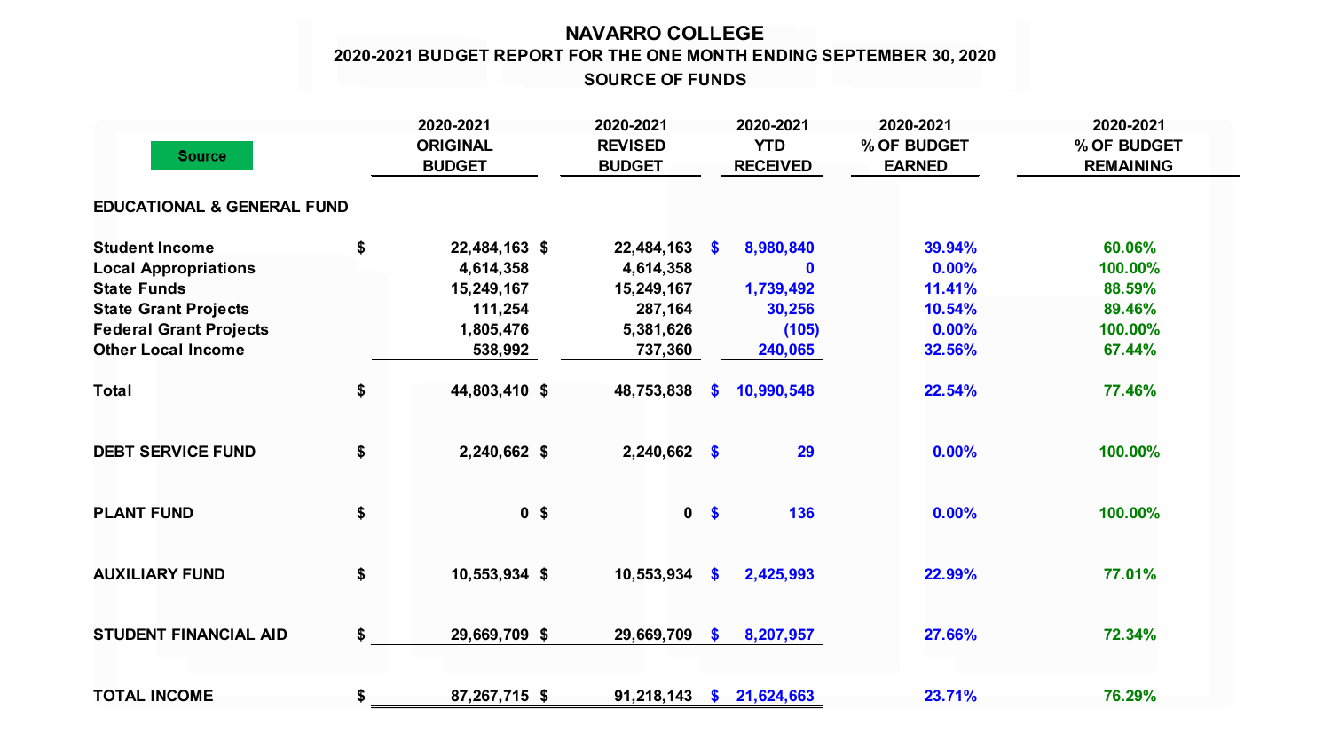# NAVARRO COLLEGE

## 2020-2021 BUDGET REPORT FOR THE ONE MONTH ENDING SEPTEMBER 30, 2020

### SOURCE OF FUNDS

| Source | 2020-2021 ORIGINAL BUDGET | 2020-2021 REVISED BUDGET | 2020-2021 YTD RECEIVED | 2020-2021 % OF BUDGET EARNED | 2020-2021 % OF BUDGET REMAINING |
|---|---|---|---|---|---|
| **EDUCATIONAL & GENERAL FUND** | | | | | |
| Student Income | $ 22,484,163 | $ 22,484,163 | $ 8,980,840 | 39.94% | 60.06% |
| Local Appropriations | 4,614,358 | 4,614,358 | 0 | 0.00% | 100.00% |
| State Funds | 15,249,167 | 15,249,167 | 1,739,492 | 11.41% | 88.59% |
| State Grant Projects | 111,254 | 287,164 | 30,256 | 10.54% | 89.46% |
| Federal Grant Projects | 1,805,476 | 5,381,626 | (105) | 0.00% | 100.00% |
| Other Local Income | 538,992 | 737,360 | 240,065 | 32.56% | 67.44% |
| Total | $ 44,803,410 | $ 48,753,838 | $ 10,990,548 | 22.54% | 77.46% |
| **DEBT SERVICE FUND** | $ 2,240,662 | $ 2,240,662 | $ 29 | 0.00% | 100.00% |
| **PLANT FUND** | $ 0 | $ 0 | $ 136 | 0.00% | 100.00% |
| **AUXILIARY FUND** | $ 10,553,934 | $ 10,553,934 | $ 2,425,993 | 22.99% | 77.01% |
| **STUDENT FINANCIAL AID** | $ 29,669,709 | $ 29,669,709 | $ 8,207,957 | 27.66% | 72.34% |
| **TOTAL INCOME** | $ 87,267,715 | $ 91,218,143 | $ 21,624,663 | 23.71% | 76.29% |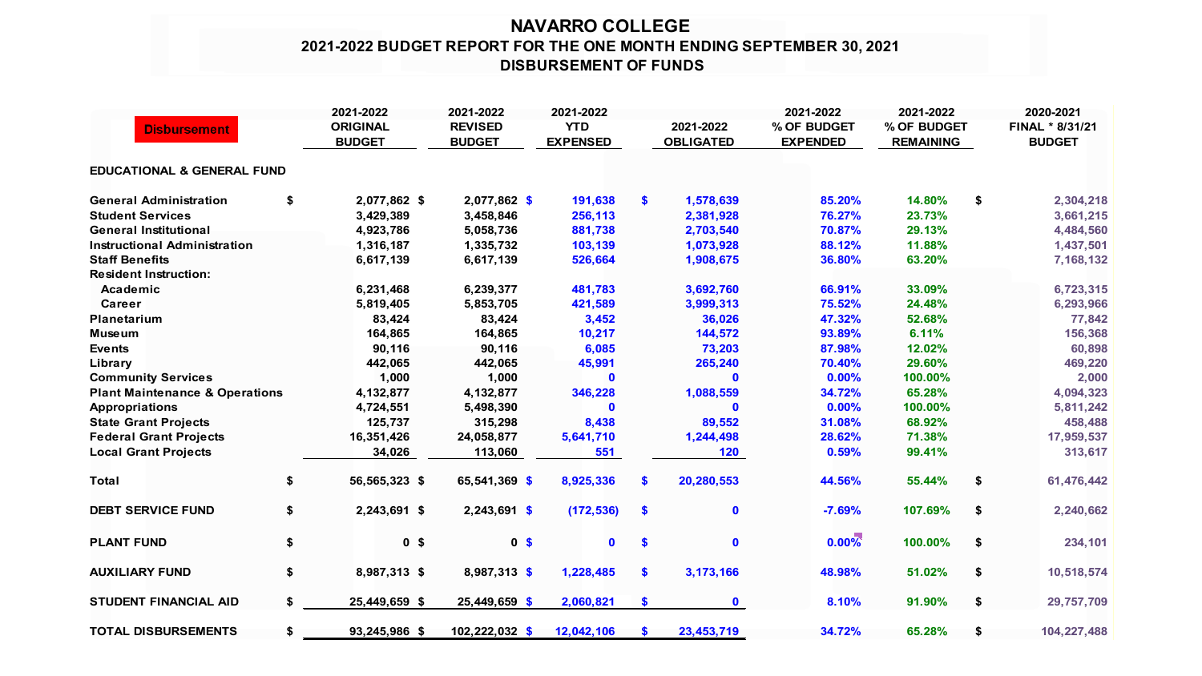# NAVARRO COLLEGE

## 2021-2022 BUDGET REPORT FOR THE ONE MONTH ENDING SEPTEMBER 30, 2021

## DISBURSEMENT OF FUNDS

| Disbursement | 2021-2022 ORIGINAL BUDGET | 2021-2022 REVISED BUDGET | 2021-2022 YTD EXPENSED | 2021-2022 OBLIGATED | 2021-2022 % OF BUDGET EXPENDED | 2021-2022 % OF BUDGET REMAINING | 2020-2021 FINAL * 8/31/21 BUDGET |
|---|---|---|---|---|---|---|---|
| **EDUCATIONAL & GENERAL FUND** | | | | | | | |
| General Administration | $ 2,077,862 | $ 2,077,862 | $ 191,638 | $ 1,578,639 | 85.20% | 14.80% | $ 2,304,218 |
| Student Services | 3,429,389 | 3,458,846 | 256,113 | 2,381,928 | 76.27% | 23.73% | 3,661,215 |
| General Institutional | 4,923,786 | 5,058,736 | 881,738 | 2,703,540 | 70.87% | 29.13% | 4,484,560 |
| Instructional Administration | 1,316,187 | 1,335,732 | 103,139 | 1,073,928 | 88.12% | 11.88% | 1,437,501 |
| Staff Benefits | 6,617,139 | 6,617,139 | 526,664 | 1,908,675 | 36.80% | 63.20% | 7,168,132 |
| Resident Instruction: | | | | | | | |
| Academic | 6,231,468 | 6,239,377 | 481,783 | 3,692,760 | 66.91% | 33.09% | 6,723,315 |
| Career | 5,819,405 | 5,853,705 | 421,589 | 3,999,313 | 75.52% | 24.48% | 6,293,966 |
| Planetarium | 83,424 | 83,424 | 3,452 | 36,026 | 47.32% | 52.68% | 77,842 |
| Museum | 164,865 | 164,865 | 10,217 | 144,572 | 93.89% | 6.11% | 156,368 |
| Events | 90,116 | 90,116 | 6,085 | 73,203 | 87.98% | 12.02% | 60,898 |
| Library | 442,065 | 442,065 | 45,991 | 265,240 | 70.40% | 29.60% | 469,220 |
| Community Services | 1,000 | 1,000 | 0 | 0 | 0.00% | 100.00% | 2,000 |
| Plant Maintenance & Operations | 4,132,877 | 4,132,877 | 346,228 | 1,088,559 | 34.72% | 65.28% | 4,094,323 |
| Appropriations | 4,724,551 | 5,498,390 | 0 | 0 | 0.00% | 100.00% | 5,811,242 |
| State Grant Projects | 125,737 | 315,298 | 8,438 | 89,552 | 31.08% | 68.92% | 458,488 |
| Federal Grant Projects | 16,351,426 | 24,058,877 | 5,641,710 | 1,244,498 | 28.62% | 71.38% | 17,959,537 |
| Local Grant Projects | 34,026 | 113,060 | 551 | 120 | 0.59% | 99.41% | 313,617 |
| **Total** | $ 56,565,323 | $ 65,541,369 | $ 8,925,336 | $ 20,280,553 | 44.56% | 55.44% | $ 61,476,442 |
| **DEBT SERVICE FUND** | $ 2,243,691 | $ 2,243,691 | $ (172,536) | $ 0 | -7.69% | 107.69% | $ 2,240,662 |
| **PLANT FUND** | $ 0 | $ 0 | $ 0 | $ 0 | 0.00% | 100.00% | $ 234,101 |
| **AUXILIARY FUND** | $ 8,987,313 | $ 8,987,313 | $ 1,228,485 | $ 3,173,166 | 48.98% | 51.02% | $ 10,518,574 |
| **STUDENT FINANCIAL AID** | $ 25,449,659 | $ 25,449,659 | $ 2,060,821 | $ 0 | 8.10% | 91.90% | $ 29,757,709 |
| **TOTAL DISBURSEMENTS** | $ 93,245,986 | $ 102,222,032 | $ 12,042,106 | $ 23,453,719 | 34.72% | 65.28% | $ 104,227,488 |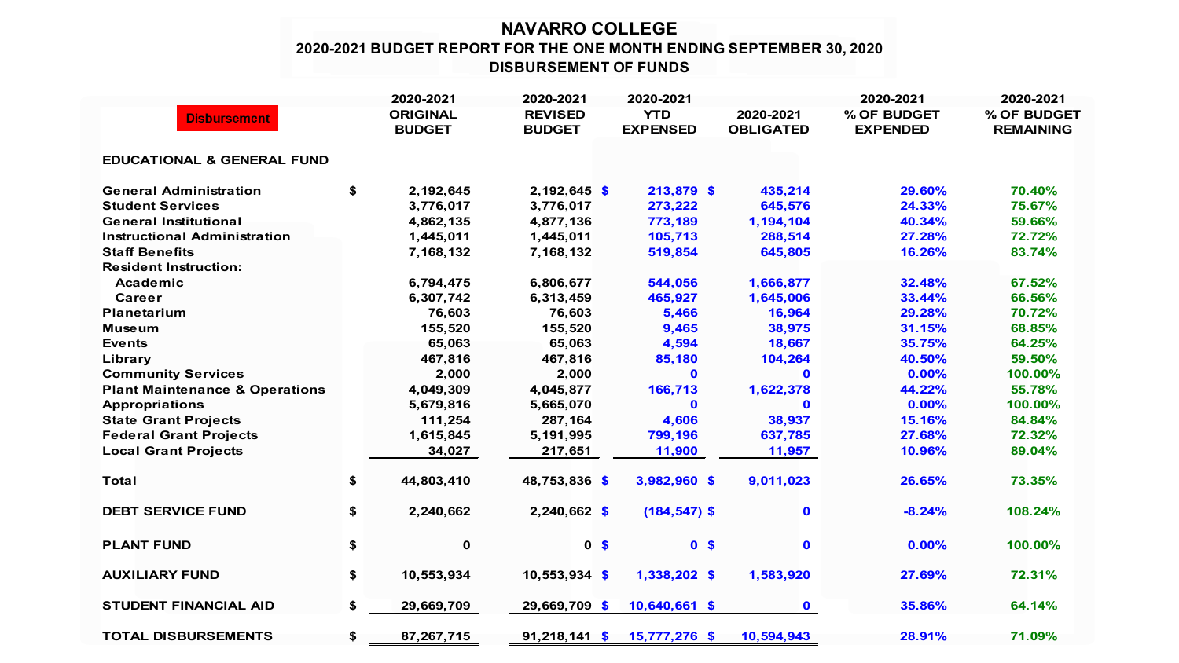# NAVARRO COLLEGE

## 2020-2021 BUDGET REPORT FOR THE ONE MONTH ENDING SEPTEMBER 30, 2020

## DISBURSEMENT OF FUNDS

| Disbursement | | 2020-2021 ORIGINAL BUDGET | 2020-2021 REVISED BUDGET | 2020-2021 YTD EXPENSED | 2020-2021 OBLIGATED | 2020-2021 % OF BUDGET EXPENDED | 2020-2021 % OF BUDGET REMAINING |
|---|---|---|---|---|---|---|---|
| **EDUCATIONAL & GENERAL FUND** | | | | | | | |
| General Administration | $ | 2,192,645 | 2,192,645 | $ 213,879 | $ 435,214 | 29.60% | 70.40% |
| Student Services | | 3,776,017 | 3,776,017 | 273,222 | 645,576 | 24.33% | 75.67% |
| General Institutional | | 4,862,135 | 4,877,136 | 773,189 | 1,194,104 | 40.34% | 59.66% |
| Instructional Administration | | 1,445,011 | 1,445,011 | 105,713 | 288,514 | 27.28% | 72.72% |
| Staff Benefits | | 7,168,132 | 7,168,132 | 519,854 | 645,805 | 16.26% | 83.74% |
| Resident Instruction: | | | | | | | |
| Academic | | 6,794,475 | 6,806,677 | 544,056 | 1,666,877 | 32.48% | 67.52% |
| Career | | 6,307,742 | 6,313,459 | 465,927 | 1,645,006 | 33.44% | 66.56% |
| Planetarium | | 76,603 | 76,603 | 5,466 | 16,964 | 29.28% | 70.72% |
| Museum | | 155,520 | 155,520 | 9,465 | 38,975 | 31.15% | 68.85% |
| Events | | 65,063 | 65,063 | 4,594 | 18,667 | 35.75% | 64.25% |
| Library | | 467,816 | 467,816 | 85,180 | 104,264 | 40.50% | 59.50% |
| Community Services | | 2,000 | 2,000 | 0 | 0 | 0.00% | 100.00% |
| Plant Maintenance & Operations | | 4,049,309 | 4,045,877 | 166,713 | 1,622,378 | 44.22% | 55.78% |
| Appropriations | | 5,679,816 | 5,665,070 | 0 | 0 | 0.00% | 100.00% |
| State Grant Projects | | 111,254 | 287,164 | 4,606 | 38,937 | 15.16% | 84.84% |
| Federal Grant Projects | | 1,615,845 | 5,191,995 | 799,196 | 637,785 | 27.68% | 72.32% |
| Local Grant Projects | | 34,027 | 217,651 | 11,900 | 11,957 | 10.96% | 89.04% |
| **Total** | $ | 44,803,410 | 48,753,836 | $ 3,982,960 | $ 9,011,023 | 26.65% | 73.35% |
| **DEBT SERVICE FUND** | $ | 2,240,662 | 2,240,662 | $ (184,547) | $ 0 | -8.24% | 108.24% |
| **PLANT FUND** | $ | 0 | 0 | $ 0 | $ 0 | 0.00% | 100.00% |
| **AUXILIARY FUND** | $ | 10,553,934 | 10,553,934 | $ 1,338,202 | $ 1,583,920 | 27.69% | 72.31% |
| **STUDENT FINANCIAL AID** | $ | 29,669,709 | 29,669,709 | $ 10,640,661 | $ 0 | 35.86% | 64.14% |
| **TOTAL DISBURSEMENTS** | $ | 87,267,715 | 91,218,141 | $ 15,777,276 | $ 10,594,943 | 28.91% | 71.09% |